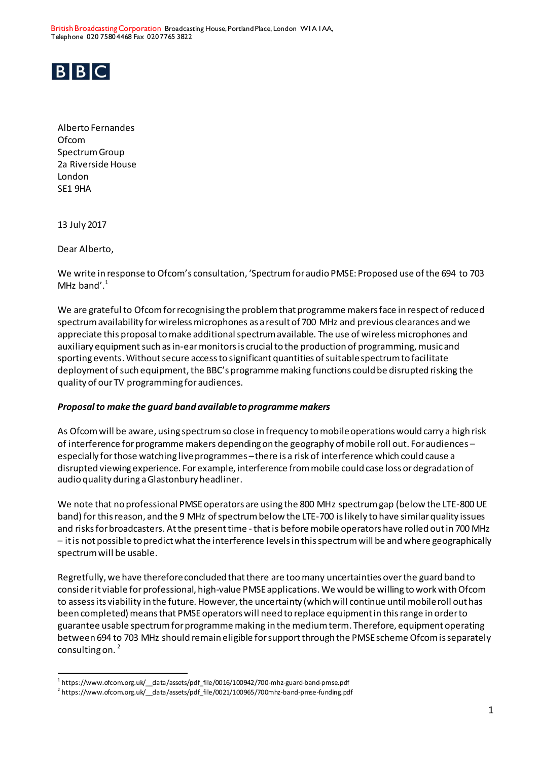British Broadcasting Corporation Broadcasting House, Portland Place, London W1A 1AA,
Telephone 020 7580 4468 Fax 020 7765 3822

BBC

Alberto Fernandes
Ofcom
Spectrum Group
2a Riverside House
London
SE1 9HA

13 July 2017

Dear Alberto,

We write in response to Ofcom's consultation, 'Spectrum for audio PMSE: Proposed use of the 694 to 703 MHz band'.[1]

We are grateful to Ofcom for recognising the problem that programme makers face in respect of reduced spectrum availability for wireless microphones as a result of 700 MHz and previous clearances and we appreciate this proposal to make additional spectrum available. The use of wireless microphones and auxiliary equipment such as in-ear monitors is crucial to the production of programming, music and sporting events. Without secure access to significant quantities of suitable spectrum to facilitate deployment of such equipment, the BBC's programme making functions could be disrupted risking the quality of our TV programming for audiences.

***Proposal to make the guard band available to programme makers***

As Ofcom will be aware, using spectrum so close in frequency to mobile operations would carry a high risk of interference for programme makers depending on the geography of mobile roll out. For audiences – especially for those watching live programmes – there is a risk of interference which could cause a disrupted viewing experience. For example, interference from mobile could case loss or degradation of audio quality during a Glastonbury headliner.

We note that no professional PMSE operators are using the 800 MHz spectrum gap (below the LTE-800 UE band) for this reason, and the 9 MHz of spectrum below the LTE-700 is likely to have similar quality issues and risks for broadcasters. At the present time - that is before mobile operators have rolled out in 700 MHz – it is not possible to predict what the interference levels in this spectrum will be and where geographically spectrum will be usable.

Regretfully, we have therefore concluded that there are too many uncertainties over the guard band to consider it viable for professional, high-value PMSE applications. We would be willing to work with Ofcom to assess its viability in the future. However, the uncertainty (which will continue until mobile roll out has been completed) means that PMSE operators will need to replace equipment in this range in order to guarantee usable spectrum for programme making in the medium term. Therefore, equipment operating between 694 to 703 MHz should remain eligible for support through the PMSE scheme Ofcom is separately consulting on.[2]

[1] https://www.ofcom.org.uk/__data/assets/pdf_file/0016/100942/700-mhz-guard-band-pmse.pdf
[2] https://www.ofcom.org.uk/__data/assets/pdf_file/0021/100965/700mhz-band-pmse-funding.pdf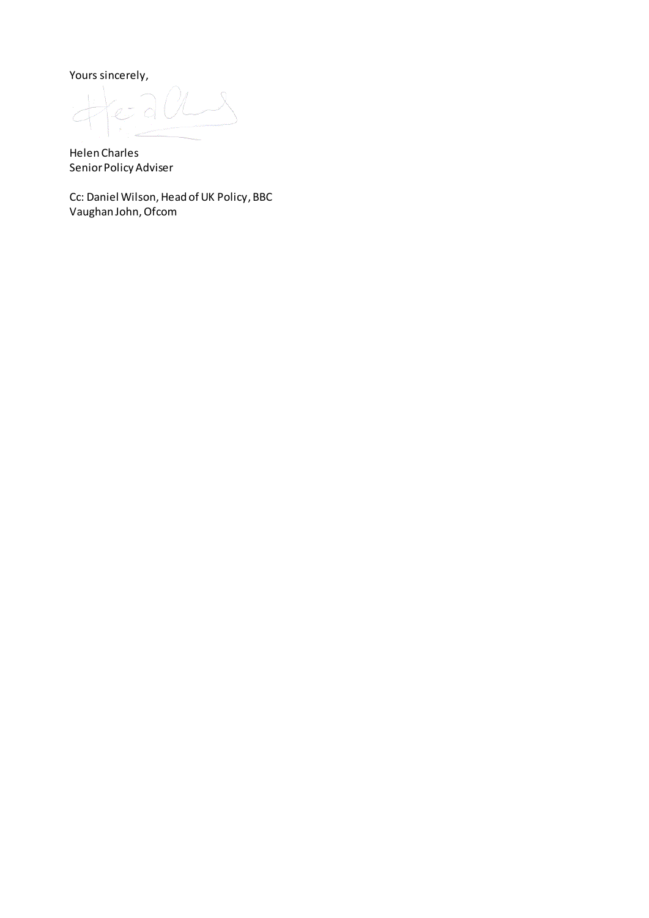Yours sincerely,

Helen Charles
Senior Policy Adviser

Cc: Daniel Wilson, Head of UK Policy, BBC
Vaughan John, Ofcom